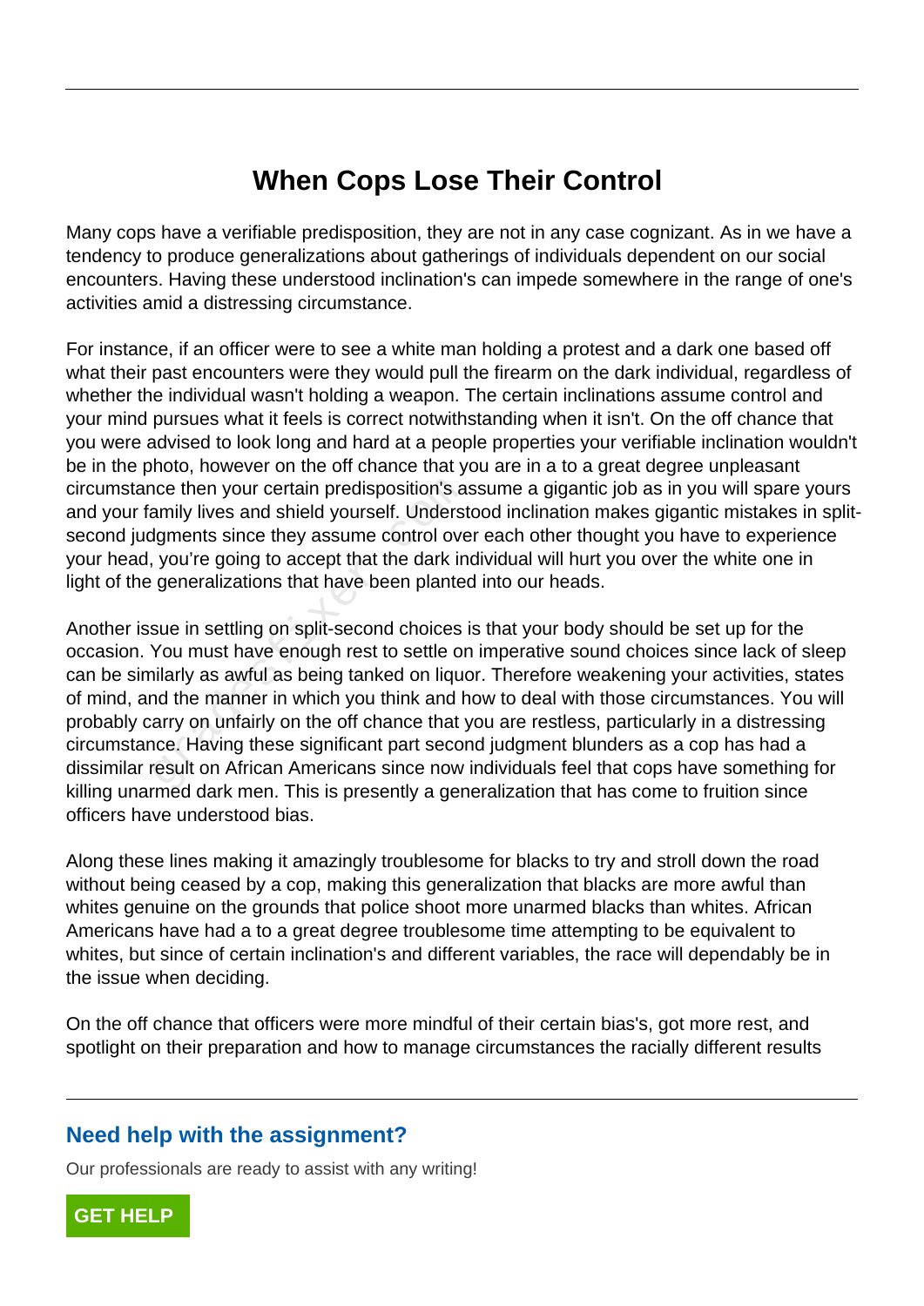# When Cops Lose Their Control

Many cops have a verifiable predisposition, they are not in any case cognizant. As in we have a tendency to produce generalizations about gatherings of individuals dependent on our social encounters. Having these understood inclination's can impede somewhere in the range of one's activities amid a distressing circumstance.

For instance, if an officer were to see a white man holding a protest and a dark one based off what their past encounters were they would pull the firearm on the dark individual, regardless of whether the individual wasn't holding a weapon. The certain inclinations assume control and your mind pursues what it feels is correct notwithstanding when it isn't. On the off chance that you were advised to look long and hard at a people properties your verifiable inclination wouldn't be in the photo, however on the off chance that you are in a to a great degree unpleasant circumstance then your certain predisposition's assume a gigantic job as in you will spare yours and your family lives and shield yourself. Understood inclination makes gigantic mistakes in split-second judgments since they assume control over each other thought you have to experience your head, you're going to accept that the dark individual will hurt you over the white one in light of the generalizations that have been planted into our heads.

Another issue in settling on split-second choices is that your body should be set up for the occasion. You must have enough rest to settle on imperative sound choices since lack of sleep can be similarly as awful as being tanked on liquor. Therefore weakening your activities, states of mind, and the manner in which you think and how to deal with those circumstances. You will probably carry on unfairly on the off chance that you are restless, particularly in a distressing circumstance. Having these significant part second judgment blunders as a cop has had a dissimilar result on African Americans since now individuals feel that cops have something for killing unarmed dark men. This is presently a generalization that has come to fruition since officers have understood bias.

Along these lines making it amazingly troublesome for blacks to try and stroll down the road without being ceased by a cop, making this generalization that blacks are more awful than whites genuine on the grounds that police shoot more unarmed blacks than whites. African Americans have had a to a great degree troublesome time attempting to be equivalent to whites, but since of certain inclination's and different variables, the race will dependably be in the issue when deciding.

On the off chance that officers were more mindful of their certain bias's, got more rest, and spotlight on their preparation and how to manage circumstances the racially different results

## Need help with the assignment?

Our professionals are ready to assist with any writing!

GET HELP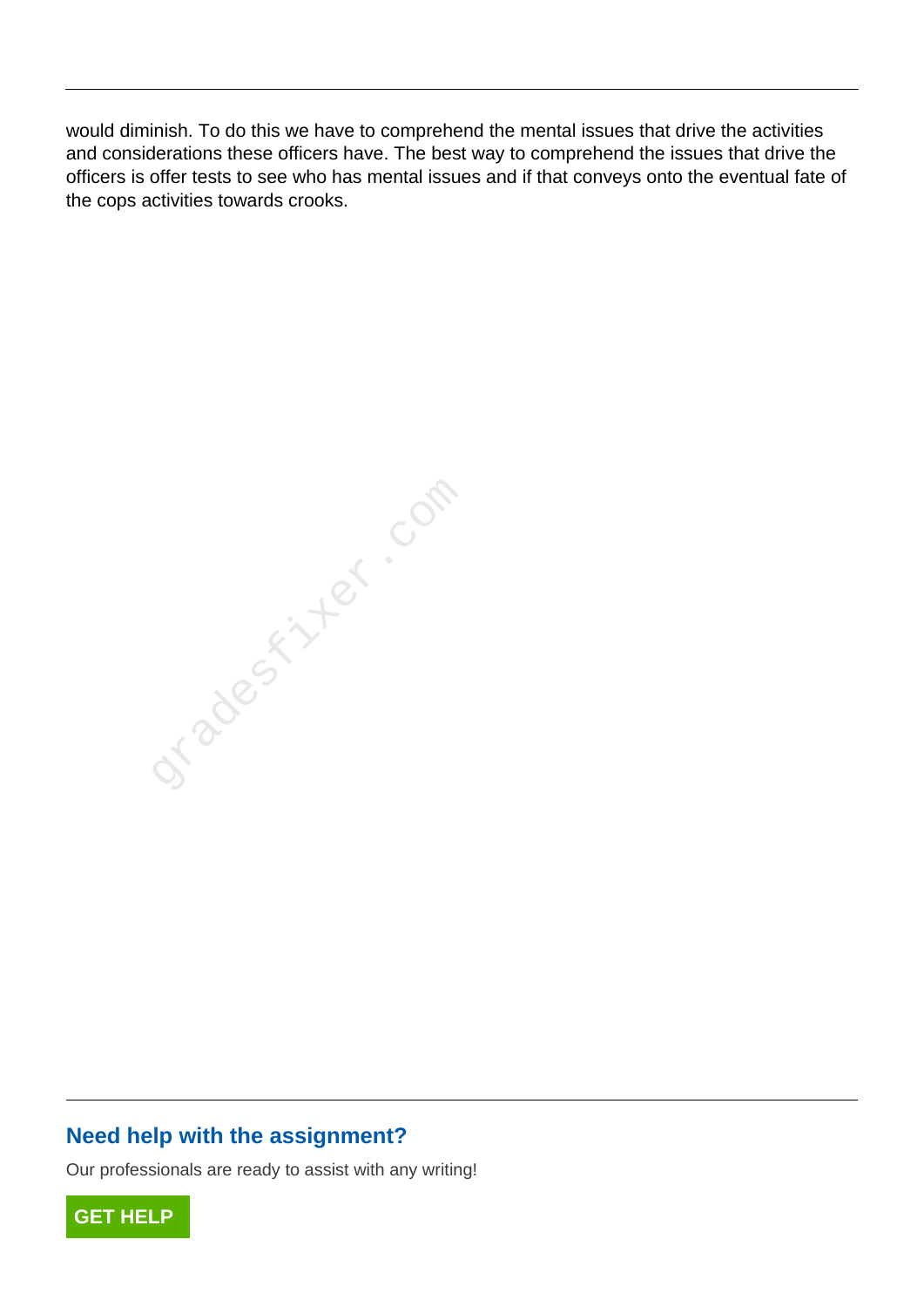would diminish. To do this we have to comprehend the mental issues that drive the activities and considerations these officers have. The best way to comprehend the issues that drive the officers is offer tests to see who has mental issues and if that conveys onto the eventual fate of the cops activities towards crooks.